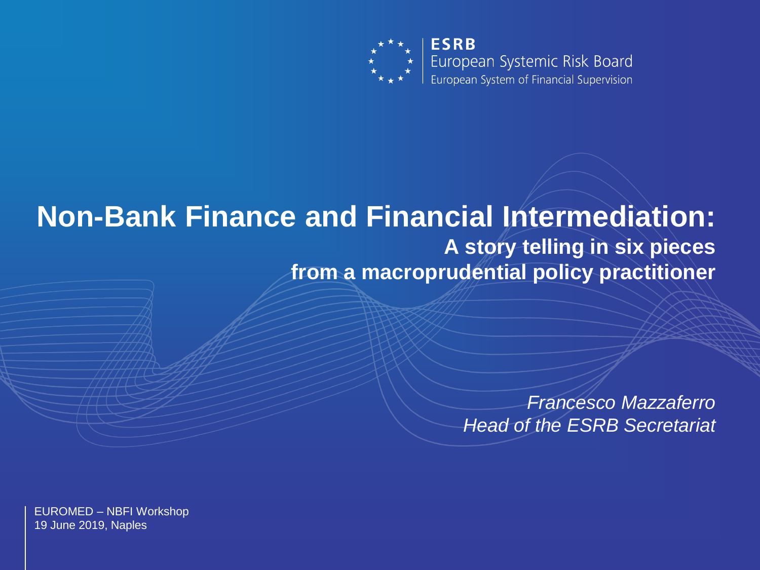ESRB
European Systemic Risk Board
European System of Financial Supervision

# Non-Bank Finance and Financial Intermediation:

## A story telling in six pieces from a macroprudential policy practitioner

*Francesco Mazzaferro*
*Head of the ESRB Secretariat*

EUROMED – NBFI Workshop
19 June 2019, Naples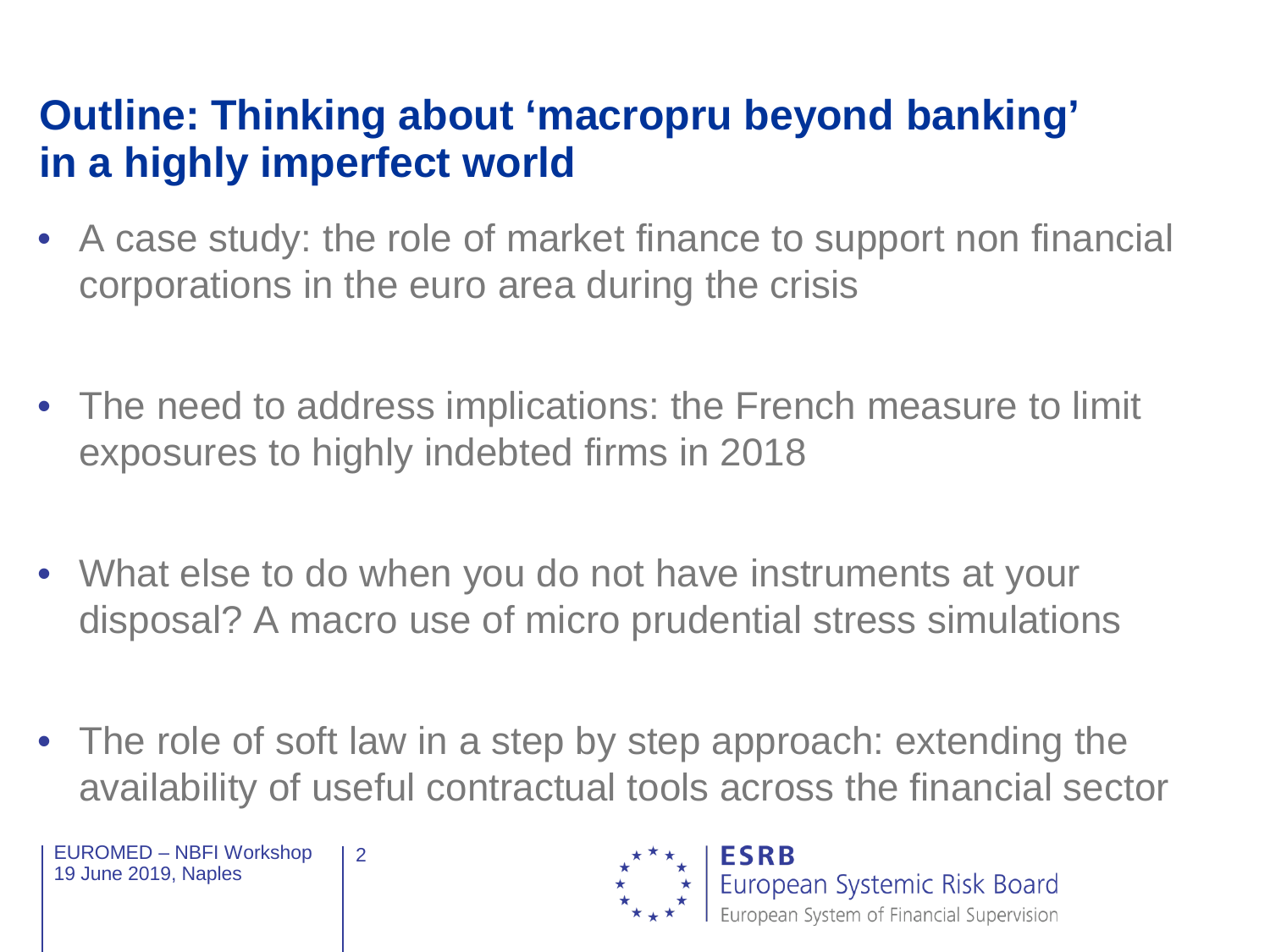# Outline: Thinking about 'macropru beyond banking' in a highly imperfect world

- A case study: the role of market finance to support non financial corporations in the euro area during the crisis
- The need to address implications: the French measure to limit exposures to highly indebted firms in 2018
- What else to do when you do not have instruments at your disposal? A macro use of micro prudential stress simulations
- The role of soft law in a step by step approach: extending the availability of useful contractual tools across the financial sector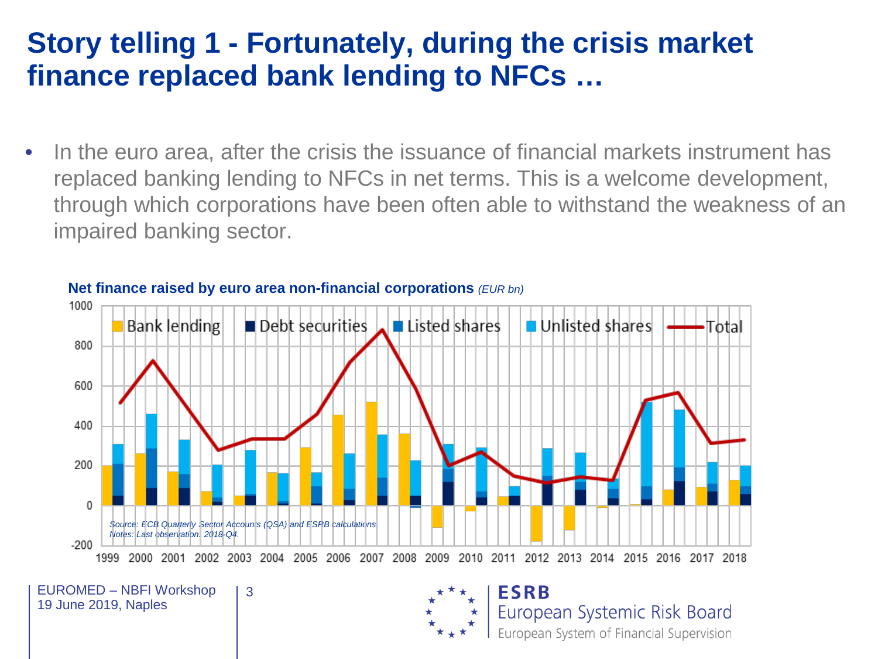# Story telling 1 - Fortunately, during the crisis market finance replaced bank lending to NFCs …

- In the euro area, after the crisis the issuance of financial markets instrument has replaced banking lending to NFCs in net terms. This is a welcome development, through which corporations have been often able to withstand the weakness of an impaired banking sector.

**Net finance raised by euro area non-financial corporations** *(EUR bn)*

*Source: ECB Quarterly Sector Accounts (QSA) and ESRB calculations.*
*Notes: Last observation: 2018-Q4.*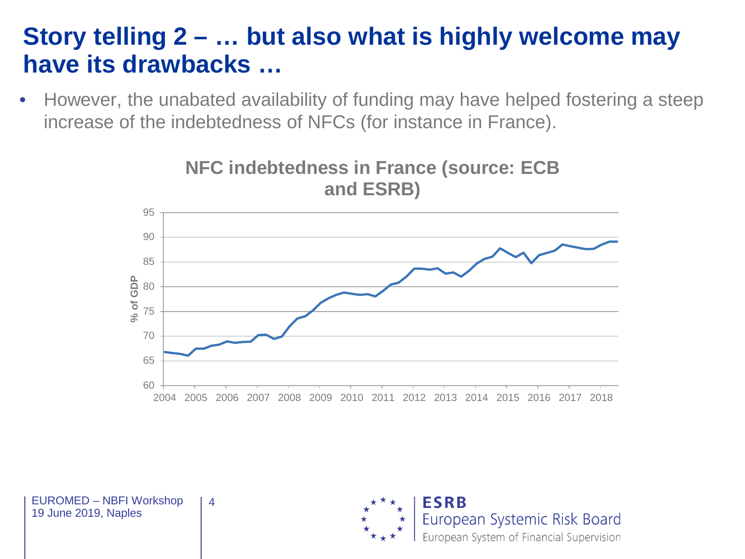# Story telling 2 – … but also what is highly welcome may have its drawbacks …

- However, the unabated availability of funding may have helped fostering a steep increase of the indebtedness of NFCs (for instance in France).

**NFC indebtedness in France (source: ECB and ESRB)**

% of GDP

95
90
85
80
75
70
65
60

2004 2005 2006 2007 2008 2009 2010 2011 2012 2013 2014 2015 2016 2017 2018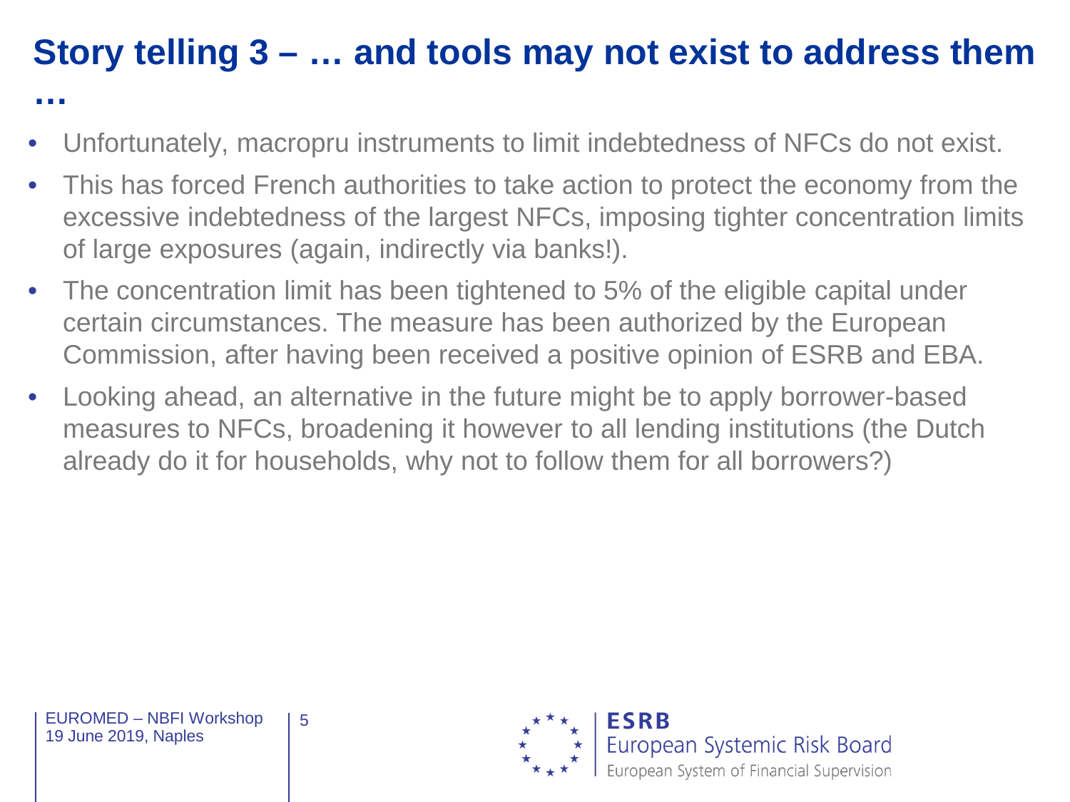# Story telling 3 – … and tools may not exist to address them …

- Unfortunately, macropru instruments to limit indebtedness of NFCs do not exist.
- This has forced French authorities to take action to protect the economy from the excessive indebtedness of the largest NFCs, imposing tighter concentration limits of large exposures (again, indirectly via banks!).
- The concentration limit has been tightened to 5% of the eligible capital under certain circumstances. The measure has been authorized by the European Commission, after having been received a positive opinion of ESRB and EBA.
- Looking ahead, an alternative in the future might be to apply borrower-based measures to NFCs, broadening it however to all lending institutions (the Dutch already do it for households, why not to follow them for all borrowers?)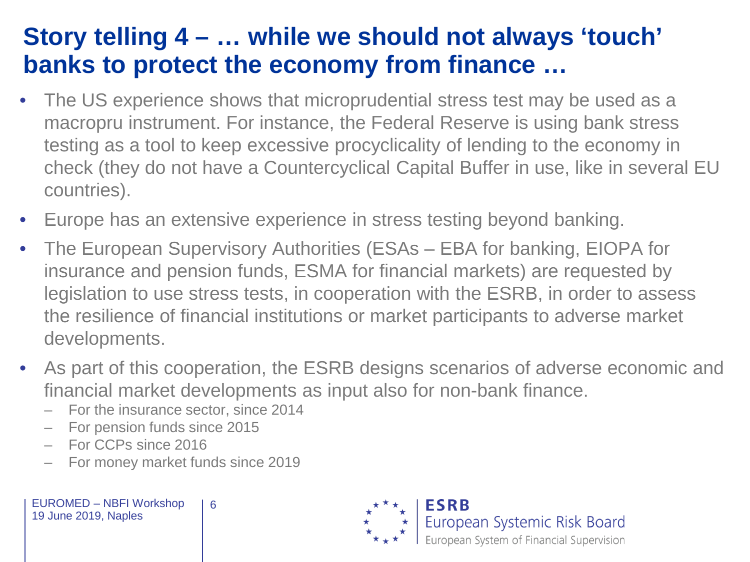# Story telling 4 – … while we should not always 'touch' banks to protect the economy from finance …

- The US experience shows that microprudential stress test may be used as a macropru instrument. For instance, the Federal Reserve is using bank stress testing as a tool to keep excessive procyclicality of lending to the economy in check (they do not have a Countercyclical Capital Buffer in use, like in several EU countries).
- Europe has an extensive experience in stress testing beyond banking.
- The European Supervisory Authorities (ESAs – EBA for banking, EIOPA for insurance and pension funds, ESMA for financial markets) are requested by legislation to use stress tests, in cooperation with the ESRB, in order to assess the resilience of financial institutions or market participants to adverse market developments.
- As part of this cooperation, the ESRB designs scenarios of adverse economic and financial market developments as input also for non-bank finance.
  - For the insurance sector, since 2014
  - For pension funds since 2015
  - For CCPs since 2016
  - For money market funds since 2019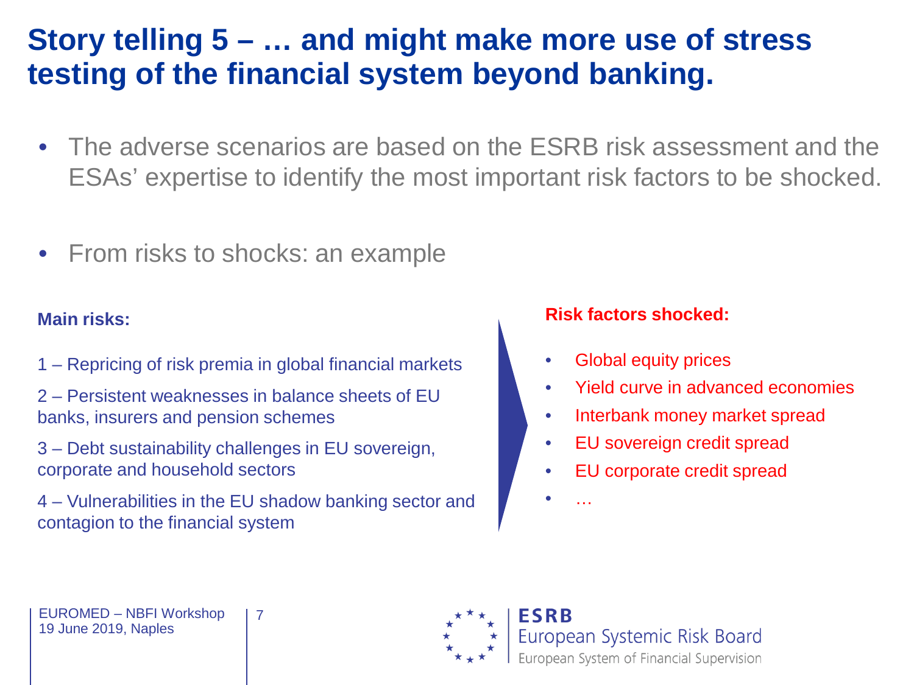# Story telling 5 – … and might make more use of stress testing of the financial system beyond banking.

- The adverse scenarios are based on the ESRB risk assessment and the ESAs' expertise to identify the most important risk factors to be shocked.
- From risks to shocks: an example

**Main risks:**

1 – Repricing of risk premia in global financial markets

2 – Persistent weaknesses in balance sheets of EU banks, insurers and pension schemes

3 – Debt sustainability challenges in EU sovereign, corporate and household sectors

4 – Vulnerabilities in the EU shadow banking sector and contagion to the financial system

**Risk factors shocked:**

- Global equity prices
- Yield curve in advanced economies
- Interbank money market spread
- EU sovereign credit spread
- EU corporate credit spread
- …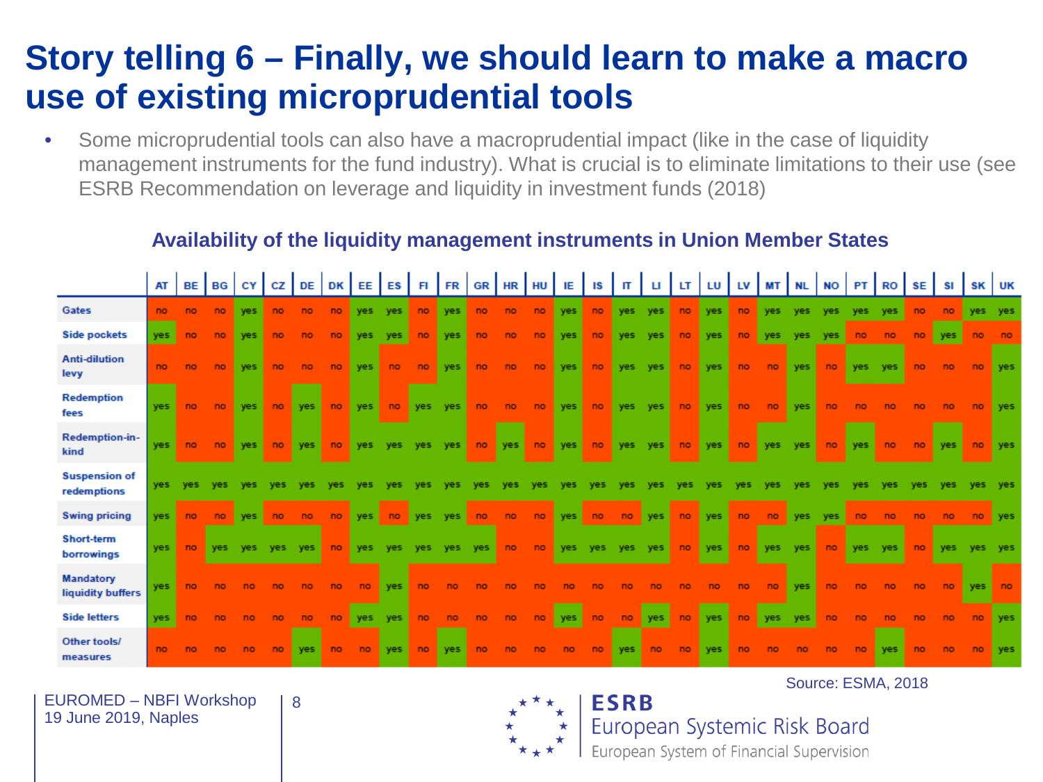# Story telling 6 – Finally, we should learn to make a macro use of existing microprudential tools

- Some microprudential tools can also have a macroprudential impact (like in the case of liquidity management instruments for the fund industry). What is crucial is to eliminate limitations to their use (see ESRB Recommendation on leverage and liquidity in investment funds (2018)

**Availability of the liquidity management instruments in Union Member States**

| | AT | BE | BG | CY | CZ | DE | DK | EE | ES | FI | FR | GR | HR | HU | IE | IS | IT | LI | LT | LU | LV | MT | NL | NO | PT | RO | SE | SI | SK | UK |
|---|---|---|---|---|---|---|---|---|---|---|---|---|---|---|---|---|---|---|---|---|---|---|---|---|---|---|---|---|---|---|
| Gates | no | no | no | yes | no | no | no | yes | yes | no | yes | no | no | no | yes | no | yes | yes | no | yes | no | yes | yes | yes | yes | yes | no | no | yes | yes |
| Side pockets | yes | no | no | yes | no | no | no | yes | yes | no | yes | no | no | no | yes | no | yes | yes | no | yes | no | yes | yes | yes | no | no | no | yes | no | no |
| Anti-dilution levy | no | no | no | yes | no | no | no | yes | no | no | yes | no | no | no | yes | no | yes | yes | no | yes | no | no | yes | no | yes | yes | no | no | no | yes |
| Redemption fees | yes | no | no | yes | no | yes | no | yes | no | yes | yes | no | no | no | yes | no | yes | yes | no | yes | no | no | yes | no | no | no | no | no | no | yes |
| Redemption-in-kind | yes | no | no | yes | no | yes | no | yes | yes | yes | yes | no | yes | no | yes | no | yes | yes | no | yes | no | yes | yes | no | yes | no | no | yes | no | yes |
| Suspension of redemptions | yes | yes | yes | yes | yes | yes | yes | yes | yes | yes | yes | yes | yes | yes | yes | yes | yes | yes | yes | yes | yes | yes | yes | yes | yes | yes | yes | yes | yes | yes |
| Swing pricing | yes | no | no | yes | no | no | no | yes | no | yes | yes | no | no | no | yes | no | no | yes | no | yes | no | no | yes | yes | no | no | no | no | no | yes |
| Short-term borrowings | yes | no | yes | yes | yes | yes | no | yes | yes | yes | yes | yes | no | no | yes | yes | yes | yes | no | yes | no | yes | yes | no | yes | yes | no | yes | yes | yes |
| Mandatory liquidity buffers | yes | no | no | no | no | no | no | no | yes | no | no | no | no | no | no | no | no | no | no | no | no | no | yes | no | no | no | no | no | yes | no |
| Side letters | yes | no | no | no | no | no | no | yes | yes | no | no | no | no | no | yes | no | no | yes | no | yes | no | yes | yes | no | no | no | no | no | no | yes |
| Other tools/ measures | no | no | no | no | no | yes | no | no | yes | no | yes | no | no | no | no | no | yes | no | no | yes | no | no | no | no | no | yes | no | no | no | yes |

Source: ESMA, 2018

EUROMED – NBFI Workshop
19 June 2019, Naples

ESRB
European Systemic Risk Board
European System of Financial Supervision